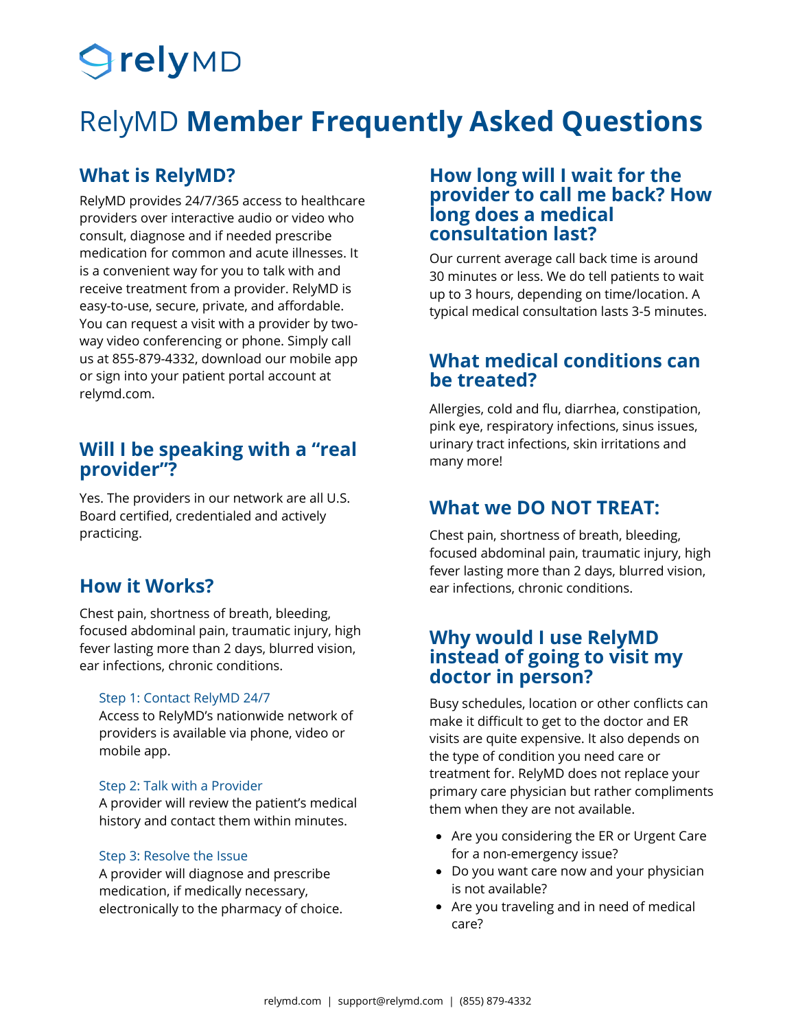# RelyMD **Member Frequently Asked Questions**

## What is RelyMD?

RelyMD provides 24/7/365 access to healthcare providers over interactive audio or video who consult, diagnose and if needed prescribe medication for common and acute illnesses. It is a convenient way for you to talk with and receive treatment from a provider. RelyMD is easy-to-use, secure, private, and affordable. You can request a visit with a provider by two-way video conferencing or phone. Simply call us at 855-879-4332, download our mobile app or sign into your patient portal account at relymd.com.

## Will I be speaking with a "real provider"?

Yes. The providers in our network are all U.S. Board certified, credentialed and actively practicing.

## How it Works?

Chest pain, shortness of breath, bleeding, focused abdominal pain, traumatic injury, high fever lasting more than 2 days, blurred vision, ear infections, chronic conditions.

### Step 1: Contact RelyMD 24/7

Access to RelyMD's nationwide network of providers is available via phone, video or mobile app.

### Step 2: Talk with a Provider

A provider will review the patient's medical history and contact them within minutes.

### Step 3: Resolve the Issue

A provider will diagnose and prescribe medication, if medically necessary, electronically to the pharmacy of choice.

## How long will I wait for the provider to call me back? How long does a medical consultation last?

Our current average call back time is around 30 minutes or less. We do tell patients to wait up to 3 hours, depending on time/location. A typical medical consultation lasts 3-5 minutes.

## What medical conditions can be treated?

Allergies, cold and flu, diarrhea, constipation, pink eye, respiratory infections, sinus issues, urinary tract infections, skin irritations and many more!

## What we DO NOT TREAT:

Chest pain, shortness of breath, bleeding, focused abdominal pain, traumatic injury, high fever lasting more than 2 days, blurred vision, ear infections, chronic conditions.

## Why would I use RelyMD instead of going to visit my doctor in person?

Busy schedules, location or other conflicts can make it difficult to get to the doctor and ER visits are quite expensive. It also depends on the type of condition you need care or treatment for. RelyMD does not replace your primary care physician but rather compliments them when they are not available.

- Are you considering the ER or Urgent Care for a non-emergency issue?
- Do you want care now and your physician is not available?
- Are you traveling and in need of medical care?

relymd.com | support@relymd.com | (855) 879-4332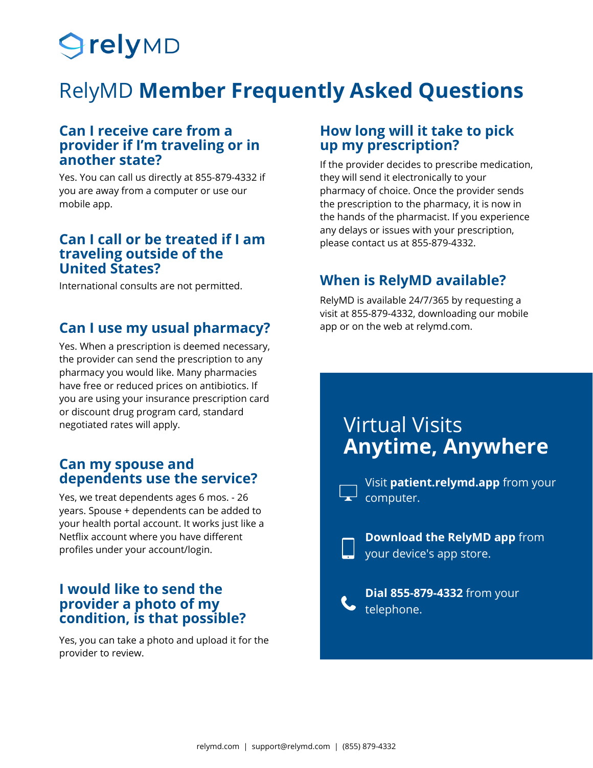# RelyMD **Member Frequently Asked Questions**

### Can I receive care from a provider if I'm traveling or in another state?

Yes. You can call us directly at 855-879-4332 if you are away from a computer or use our mobile app.

### Can I call or be treated if I am traveling outside of the United States?

International consults are not permitted.

### Can I use my usual pharmacy?

Yes. When a prescription is deemed necessary, the provider can send the prescription to any pharmacy you would like. Many pharmacies have free or reduced prices on antibiotics. If you are using your insurance prescription card or discount drug program card, standard negotiated rates will apply.

### Can my spouse and dependents use the service?

Yes, we treat dependents ages 6 mos. - 26 years. Spouse + dependents can be added to your health portal account. It works just like a Netflix account where you have different profiles under your account/login.

### I would like to send the provider a photo of my condition, is that possible?

Yes, you can take a photo and upload it for the provider to review.

### How long will it take to pick up my prescription?

If the provider decides to prescribe medication, they will send it electronically to your pharmacy of choice. Once the provider sends the prescription to the pharmacy, it is now in the hands of the pharmacist. If you experience any delays or issues with your prescription, please contact us at 855-879-4332.

### When is RelyMD available?

RelyMD is available 24/7/365 by requesting a visit at 855-879-4332, downloading our mobile app or on the web at relymd.com.

## Virtual Visits **Anytime, Anywhere**

- Visit **patient.relymd.app** from your computer.
- **Download the RelyMD app** from your device's app store.
- **Dial 855-879-4332** from your telephone.

relymd.com | support@relymd.com | (855) 879-4332